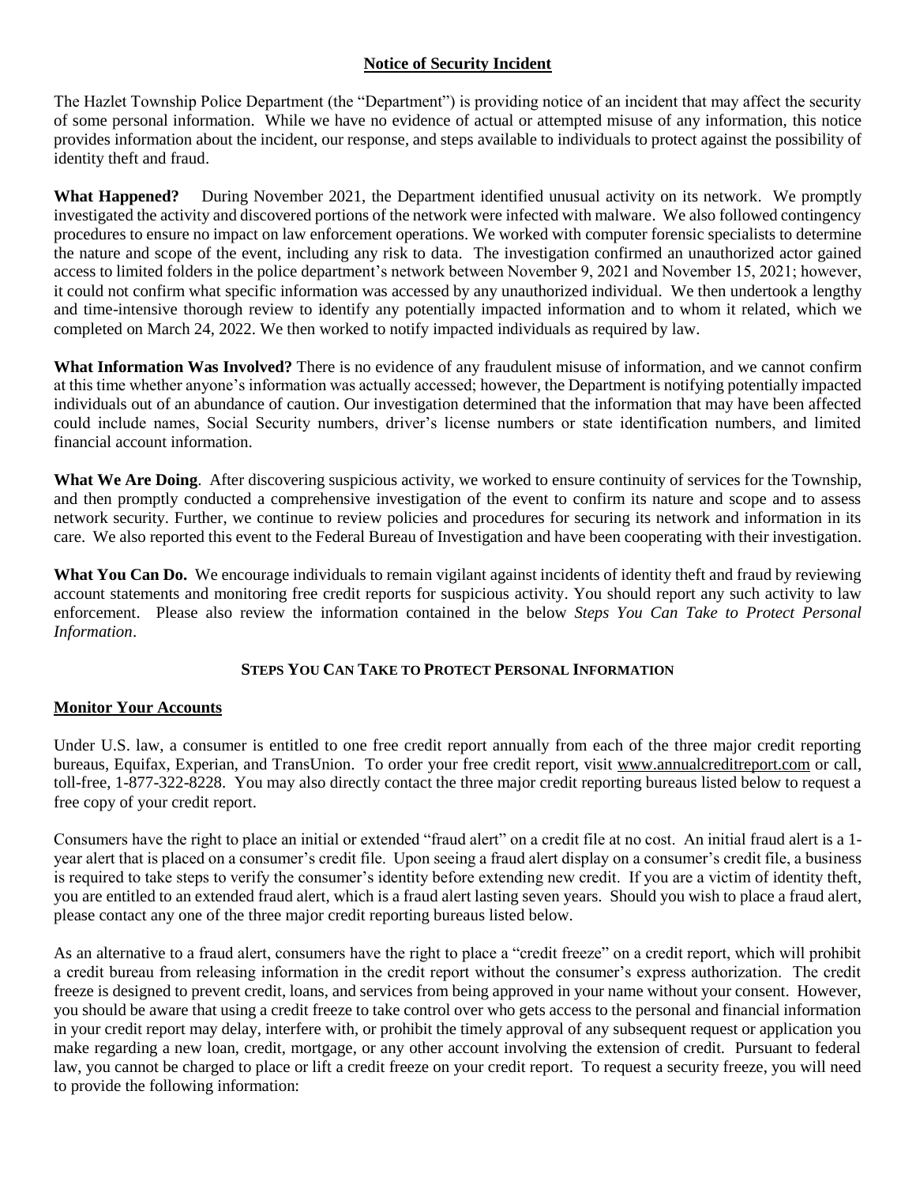## **Notice of Security Incident**

The Hazlet Township Police Department (the "Department") is providing notice of an incident that may affect the security of some personal information. While we have no evidence of actual or attempted misuse of any information, this notice provides information about the incident, our response, and steps available to individuals to protect against the possibility of identity theft and fraud.

**What Happened?** During November 2021, the Department identified unusual activity on its network. We promptly investigated the activity and discovered portions of the network were infected with malware. We also followed contingency procedures to ensure no impact on law enforcement operations. We worked with computer forensic specialists to determine the nature and scope of the event, including any risk to data. The investigation confirmed an unauthorized actor gained access to limited folders in the police department's network between November 9, 2021 and November 15, 2021; however, it could not confirm what specific information was accessed by any unauthorized individual. We then undertook a lengthy and time-intensive thorough review to identify any potentially impacted information and to whom it related, which we completed on March 24, 2022. We then worked to notify impacted individuals as required by law.

**What Information Was Involved?** There is no evidence of any fraudulent misuse of information, and we cannot confirm at this time whether anyone's information was actually accessed; however, the Department is notifying potentially impacted individuals out of an abundance of caution. Our investigation determined that the information that may have been affected could include names, Social Security numbers, driver's license numbers or state identification numbers, and limited financial account information.

**What We Are Doing**. After discovering suspicious activity, we worked to ensure continuity of services for the Township, and then promptly conducted a comprehensive investigation of the event to confirm its nature and scope and to assess network security. Further, we continue to review policies and procedures for securing its network and information in its care. We also reported this event to the Federal Bureau of Investigation and have been cooperating with their investigation.

**What You Can Do.** We encourage individuals to remain vigilant against incidents of identity theft and fraud by reviewing account statements and monitoring free credit reports for suspicious activity. You should report any such activity to law enforcement. Please also review the information contained in the below *Steps You Can Take to Protect Personal Information*.

### **STEPS YOU CAN TAKE TO PROTECT PERSONAL INFORMATION**

#### **Monitor Your Accounts**

Under U.S. law, a consumer is entitled to one free credit report annually from each of the three major credit reporting bureaus, Equifax, Experian, and TransUnion. To order your free credit report, visit www.annualcreditreport.com or call, toll-free, 1-877-322-8228. You may also directly contact the three major credit reporting bureaus listed below to request a free copy of your credit report.

Consumers have the right to place an initial or extended "fraud alert" on a credit file at no cost. An initial fraud alert is a 1-year alert that is placed on a consumer's credit file. Upon seeing a fraud alert display on a consumer's credit file, a business is required to take steps to verify the consumer's identity before extending new credit. If you are a victim of identity theft, you are entitled to an extended fraud alert, which is a fraud alert lasting seven years. Should you wish to place a fraud alert, please contact any one of the three major credit reporting bureaus listed below.

As an alternative to a fraud alert, consumers have the right to place a "credit freeze" on a credit report, which will prohibit a credit bureau from releasing information in the credit report without the consumer's express authorization. The credit freeze is designed to prevent credit, loans, and services from being approved in your name without your consent. However, you should be aware that using a credit freeze to take control over who gets access to the personal and financial information in your credit report may delay, interfere with, or prohibit the timely approval of any subsequent request or application you make regarding a new loan, credit, mortgage, or any other account involving the extension of credit. Pursuant to federal law, you cannot be charged to place or lift a credit freeze on your credit report. To request a security freeze, you will need to provide the following information: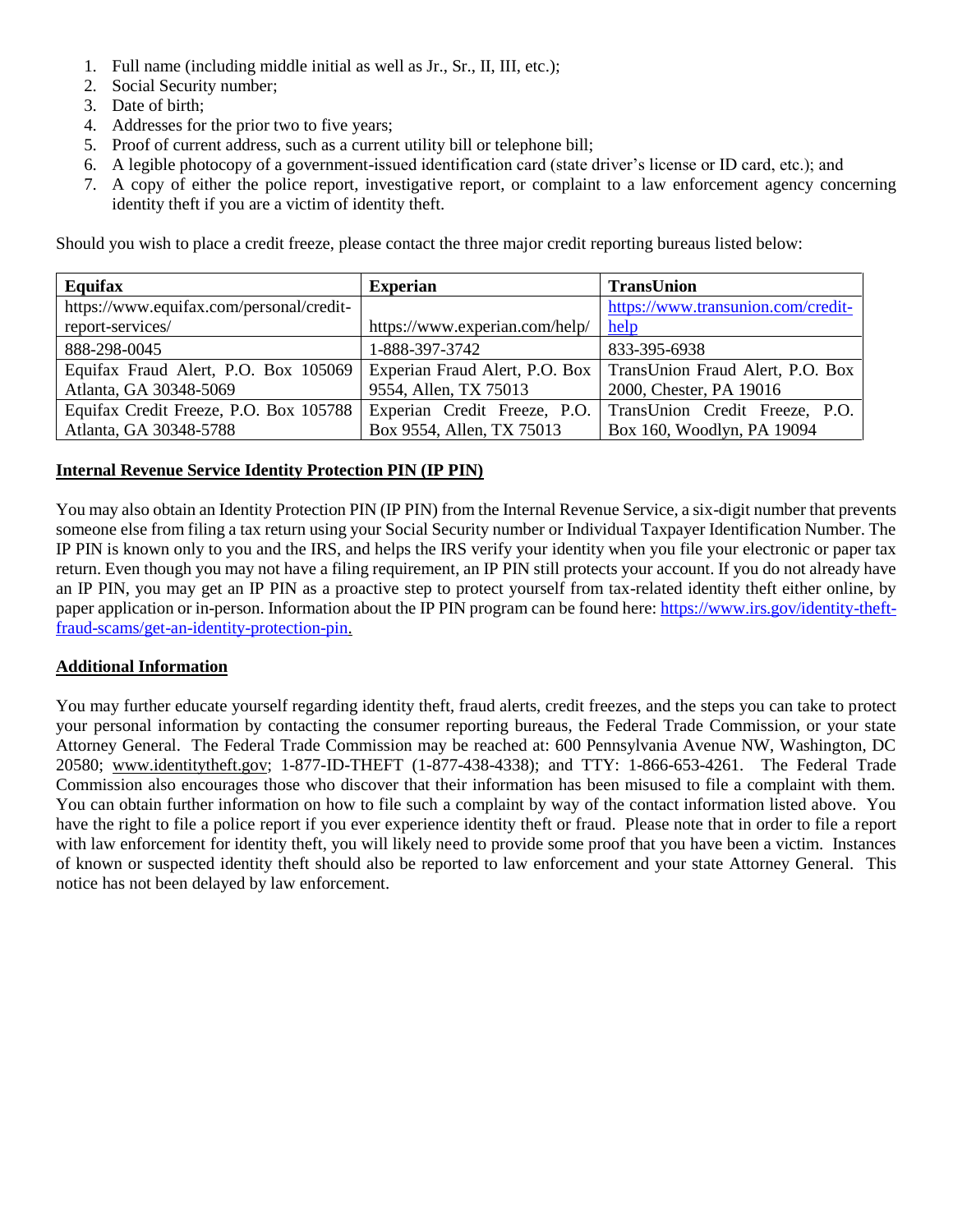1. Full name (including middle initial as well as Jr., Sr., II, III, etc.);
2. Social Security number;
3. Date of birth;
4. Addresses for the prior two to five years;
5. Proof of current address, such as a current utility bill or telephone bill;
6. A legible photocopy of a government-issued identification card (state driver's license or ID card, etc.); and
7. A copy of either the police report, investigative report, or complaint to a law enforcement agency concerning identity theft if you are a victim of identity theft.

Should you wish to place a credit freeze, please contact the three major credit reporting bureaus listed below:

| Equifax | Experian | TransUnion |
|---|---|---|
| https://www.equifax.com/personal/credit-report-services/ | https://www.experian.com/help/ | https://www.transunion.com/credit-help |
| 888-298-0045 | 1-888-397-3742 | 833-395-6938 |
| Equifax Fraud Alert, P.O. Box 105069 Atlanta, GA 30348-5069 | Experian Fraud Alert, P.O. Box 9554, Allen, TX 75013 | TransUnion Fraud Alert, P.O. Box 2000, Chester, PA 19016 |
| Equifax Credit Freeze, P.O. Box 105788 Atlanta, GA 30348-5788 | Experian Credit Freeze, P.O. Box 9554, Allen, TX 75013 | TransUnion Credit Freeze, P.O. Box 160, Woodlyn, PA 19094 |

**Internal Revenue Service Identity Protection PIN (IP PIN)**

You may also obtain an Identity Protection PIN (IP PIN) from the Internal Revenue Service, a six-digit number that prevents someone else from filing a tax return using your Social Security number or Individual Taxpayer Identification Number. The IP PIN is known only to you and the IRS, and helps the IRS verify your identity when you file your electronic or paper tax return. Even though you may not have a filing requirement, an IP PIN still protects your account. If you do not already have an IP PIN, you may get an IP PIN as a proactive step to protect yourself from tax-related identity theft either online, by paper application or in-person. Information about the IP PIN program can be found here: https://www.irs.gov/identity-theft-fraud-scams/get-an-identity-protection-pin.

**Additional Information**

You may further educate yourself regarding identity theft, fraud alerts, credit freezes, and the steps you can take to protect your personal information by contacting the consumer reporting bureaus, the Federal Trade Commission, or your state Attorney General. The Federal Trade Commission may be reached at: 600 Pennsylvania Avenue NW, Washington, DC 20580; www.identitytheft.gov; 1-877-ID-THEFT (1-877-438-4338); and TTY: 1-866-653-4261. The Federal Trade Commission also encourages those who discover that their information has been misused to file a complaint with them. You can obtain further information on how to file such a complaint by way of the contact information listed above. You have the right to file a police report if you ever experience identity theft or fraud. Please note that in order to file a report with law enforcement for identity theft, you will likely need to provide some proof that you have been a victim. Instances of known or suspected identity theft should also be reported to law enforcement and your state Attorney General. This notice has not been delayed by law enforcement.